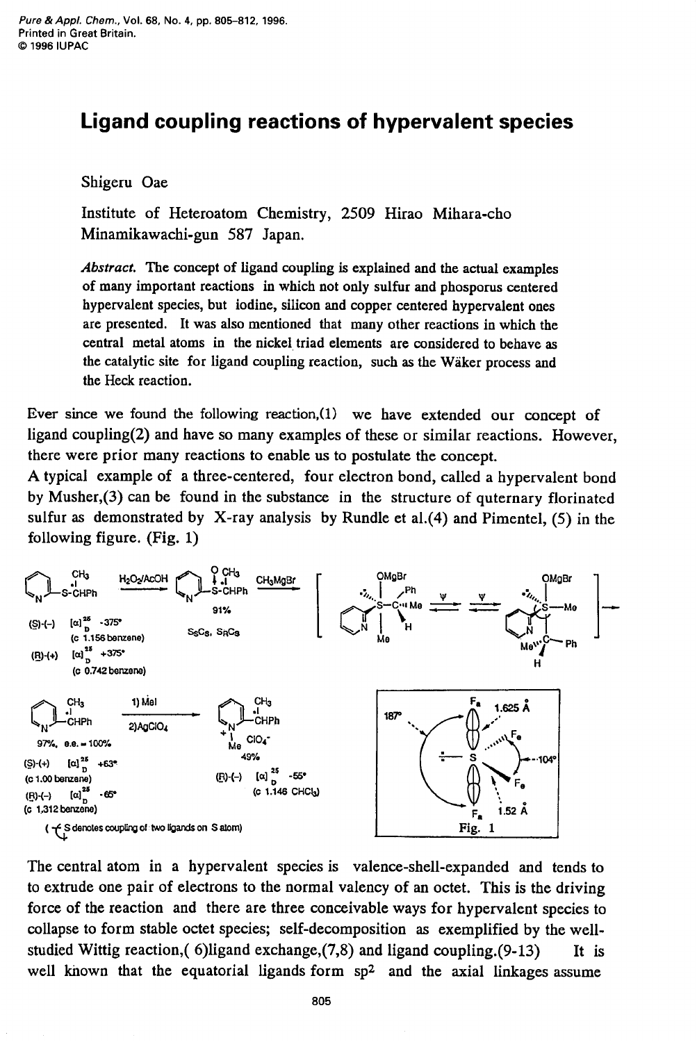# Ligand coupling reactions of hypervalent species

Shigeru Oae

Institute of Heteroatom Chemistry, 2509 Hirao Mihara-cho Minamikawachi-gun 587 Japan.

*Abstract.* The concept of ligand coupling is explained and the actual examples of many important reactions in which not only sulfur and phosporus centered hypervalent species, but iodine, silicon and copper centered hypervalent ones are presented. It was also mentioned that many other reactions in which the central metal atoms in the nickel triad elements are considered to behave as the catalytic site for ligand coupling reaction, such as the Wäker process and the Heck reaction.

Ever since we found the following reaction,(1) we have extended our concept of ligand coupling(2) and have so many examples of these or similar reactions. However, there were prior many reactions to enable us to postulate the concept.

A typical example of a three-centered, four electron bond, called a hypervalent bond by Musher,(3) can be found in the substance in the structure of quternary florinated sulfur as demonstrated by X-ray analysis by Rundle et al.(4) and Pimentel, (5) in the following figure. (Fig. 1)

(S)-(-) $[\alpha]^{25}_D$ -375° (c 1.156 benzene)

(R)-(+) $[\alpha]^{25}_D$ +375° (c 0.742 benzene)

$H_2O_2$/AcOH → 91% $S_SC_S$, $S_RC_S$ → $CH_3MgBr$ → [Ψ ⇌ Ψ] →

97%, e.e. = 100%

(S)-(+) $[\alpha]^{25}_D$ +63° (c 1.00 benzene)

(R)-(-) $[\alpha]^{25}_D$ -65° (c 1.312 benzene)

1) MeI 2) $AgClO_4$ → 49% $ClO_4^-$

(R)-(-) $[\alpha]^{25}_D$ -55° (c 1.146 $CHCl_3$)

(S denotes coupling of two ligands on S atom)

$F_a$ 1.625 Å, 187°, $F_e$, -104°, $F_e$, $F_a$ 1.52 Å

Fig. 1

The central atom in a hypervalent species is valence-shell-expanded and tends to to extrude one pair of electrons to the normal valency of an octet. This is the driving force of the reaction and there are three conceivable ways for hypervalent species to collapse to form stable octet species; self-decomposition as exemplified by the well-studied Wittig reaction,( 6)ligand exchange,(7,8) and ligand coupling.(9-13) It is well known that the equatorial ligands form $sp^2$ and the axial linkages assume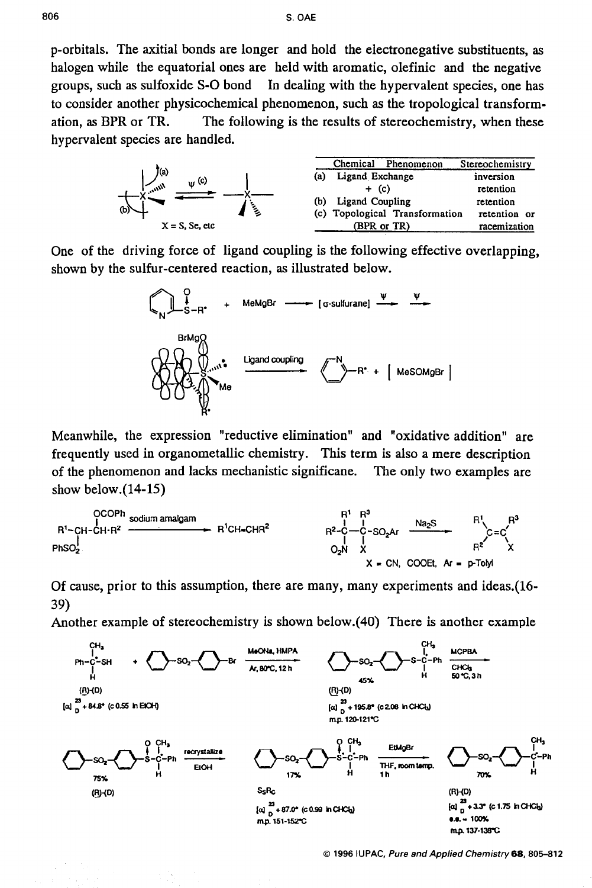p-orbitals. The axitial bonds are longer and hold the electronegative substituents, as halogen while the equatorial ones are held with aromatic, olefinic and the negative groups, such as sulfoxide S-O bond In dealing with the hypervalent species, one has to consider another physicochemical phenomenon, such as the tropological transformation, as BPR or TR. The following is the results of stereochemistry, when these hypervalent species are handled.

X = S, Se, etc

| Chemical Phenomenon | Stereochemistry |
|---|---|
| (a) Ligand Exchange | inversion |
| + (c) | retention |
| (b) Ligand Coupling | retention |
| (c) Topological Transformation (BPR or TR) | retention or racemization |

One of the driving force of ligand coupling is the following effective overlapping, shown by the sulfur-centered reaction, as illustrated below.

2-pyridyl-S(O)-R* + MeMgBr ⟶ [σ-sulfurane] ⟶ ψ ⟶ ψ

Ligand coupling ⟶ 2-pyridyl-R* + [ MeSOMgBr ]

Meanwhile, the expression "reductive elimination" and "oxidative addition" are frequently used in organometallic chemistry. This term is also a mere description of the phenomenon and lacks mechanistic significane. The only two examples are show below.(14-15)

$R^1$-CH(OCOPh)-CH($PhSO_2$)-$R^2$ —sodium amalgam→ $R^1$CH=CH$R^2$

$R^2$-C($R^1$)($O_2N$)-C($R^3$)(X)-$SO_2$Ar —$Na_2S$→ $R^1R^2$C=C$R^3$X

X = CN, COOEt, Ar = p-Tolyl

Of cause, prior to this assumption, there are many, many experiments and ideas.(16-39)

Another example of stereochemistry is shown below.(40) There is another example

Ph-C*H($CH_3$)-SH (R)-(D) $[\alpha]_D^{23}$ + 84.8° (c 0.55 in EtOH) + Ph-$SO_2$-$C_6H_4$-Br —MeONa, HMPA, Ar, 80°C, 12 h→ Ph-$SO_2$-$C_6H_4$-S-C*H($CH_3$)-Ph 45% (R)-(D) $[\alpha]_D^{23}$ + 195.8° (c 2.08 in $CHCl_3$) m.p. 120-121°C —MCPBA, $CHCl_3$, 50°C, 3 h→

Ph-$SO_2$-$C_6H_4$-S(O)-C*H($CH_3$)-Ph 75% (R)-(D) —recrystallize, EtOH→ Ph-$SO_2$-$C_6H_4$-S*(O)-C*H($CH_3$)-Ph 17% $S_SR_C$ $[\alpha]_D^{23}$ + 87.0° (c 0.99 in $CHCl_3$) m.p. 151-152°C —EtMgBr, THF, room temp. 1 h→ Ph-$SO_2$-$C_6H_4$-C*H($CH_3$)-Ph 70% (R)-(D) $[\alpha]_D^{23}$ + 3.3° (c 1.75 in $CHCl_3$) e.e. = 100% m.p. 137-138°C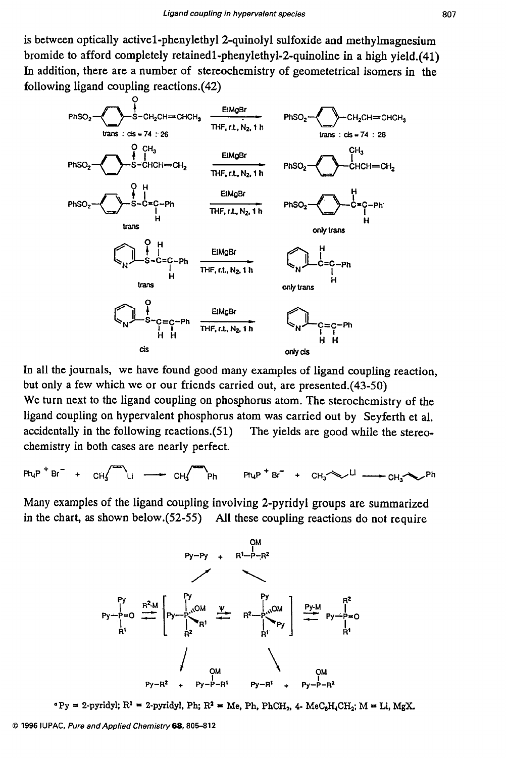is between optically active1-phenylethyl 2-quinolyl sulfoxide and methylmagnesium bromide to afford completely retained1-phenylethyl-2-quinoline in a high yield.(41) In addition, there are a number of stereochemistry of geometetrical isomers in the following ligand coupling reactions.(42)

In all the journals, we have found good many examples of ligand coupling reaction, but only a few which we or our friends carried out, are presented.(43-50)
We turn next to the ligand coupling on phosphorus atom. The sterochemistry of the ligand coupling on hypervalent phosphorus atom was carried out by Seyferth et al. accidentally in the following reactions.(51) The yields are good while the stereochemistry in both cases are nearly perfect.

Many examples of the ligand coupling involving 2-pyridyl groups are summarized in the chart, as shown below.(52-55) All these coupling reactions do not require

[a]Py = 2-pyridyl; $R^1$ = 2-pyridyl, Ph; $R^2$ = Me, Ph, $PhCH_2$, 4-$MeC_6H_4CH_2$; M = Li, MgX.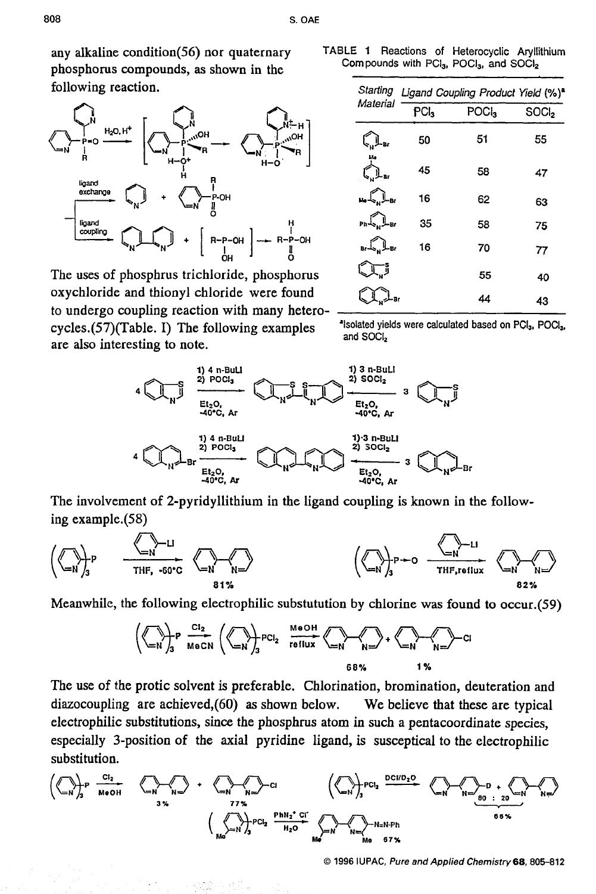any alkaline condition(56) nor quaternary phosphorus compounds, as shown in the following reaction.

The uses of phosphrus trichloride, phosphorus oxychloride and thionyl chloride were found to undergo coupling reaction with many heterocycles.(57)(Table. I) The following examples are also interesting to note.

TABLE 1 Reactions of Heterocyclic Aryllithium Compounds with $PCl_3$, $POCl_3$, and $SOCl_2$

| Starting Material | Ligand Coupling Product Yield (%)[a] | | |
|---|---|---|---|
| | $PCl_3$ | $POCl_3$ | $SOCl_2$ |
| 2-bromopyridine | 50 | 51 | 55 |
| 2-bromo-3-methylpyridine | 45 | 58 | 47 |
| 2-bromo-6-methylpyridine | 16 | 62 | 63 |
| 2-bromo-6-phenylpyridine | 35 | 58 | 75 |
| 2,6-dibromopyridine | 16 | 70 | 77 |
| benzothiazole | | 55 | 40 |
| 2-bromoquinoline | | 44 | 43 |

[a]Isolated yields were calculated based on $PCl_3$, $POCl_3$, and $SOCl_2$

The involvement of 2-pyridyllithium in the ligand coupling is known in the following example.(58)

Meanwhile, the following electrophilic substutution by chlorine was found to occur.(59)

The use of the protic solvent is preferable. Chlorination, bromination, deuteration and diazocoupling are achieved,(60) as shown below. We believe that these are typical electrophilic substitutions, since the phosphrus atom in such a pentacoordinate species, especially 3-position of the axial pyridine ligand, is susceptical to the electrophilic substitution.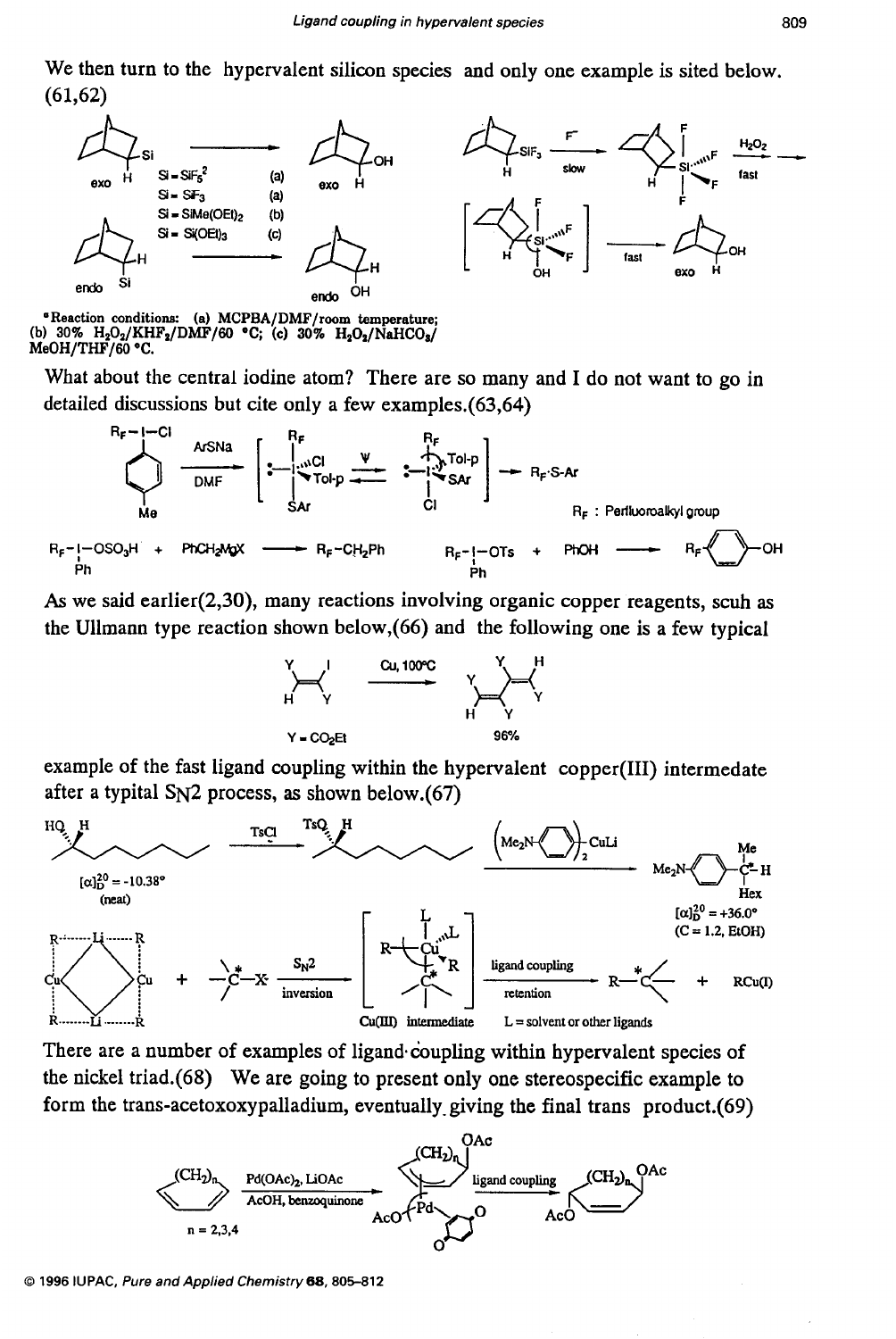We then turn to the hypervalent silicon species and only one example is sited below. (61,62)

$^{a}$Reaction conditions: (a) MCPBA/DMF/room temperature; (b) 30% $H_2O_2$/$KHF_2$/DMF/60 °C; (c) 30% $H_2O_2$/$NaHCO_3$/MeOH/THF/60 °C.

What about the central iodine atom? There are so many and I do not want to go in detailed discussions but cite only a few examples.(63,64)

$R_F$ : Perfluoroalkyl group

As we said earlier(2,30), many reactions involving organic copper reagents, scuh as the Ullmann type reaction shown below,(66) and the following one is a few typical

Y = $CO_2Et$ 96%

example of the fast ligand coupling within the hypervalent copper(III) intermediate after a typital $S_N2$ process, as shown below.(67)

$[\alpha]_D^{20}$ = -10.38° (neat)

$[\alpha]_D^{20}$ = +36.0° (C = 1.2, EtOH)

Cu(III) intermediate L = solvent or other ligands

There are a number of examples of ligand coupling within hypervalent species of the nickel triad.(68) We are going to present only one stereospecific example to form the trans-acetoxoxypalladium, eventually giving the final trans product.(69)

n = 2,3,4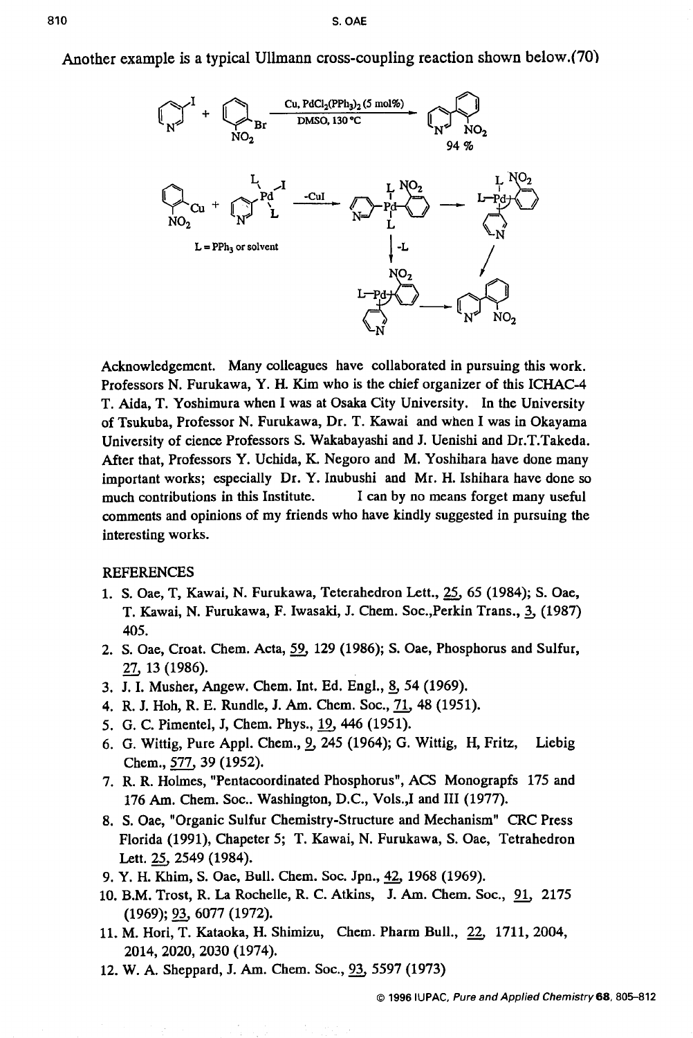Another example is a typical Ullmann cross-coupling reaction shown below.(70)

Acknowledgement. Many colleagues have collaborated in pursuing this work. Professors N. Furukawa, Y. H. Kim who is the chief organizer of this ICHAC-4 T. Aida, T. Yoshimura when I was at Osaka City University. In the University of Tsukuba, Professor N. Furukawa, Dr. T. Kawai and when I was in Okayama University of cience Professors S. Wakabayashi and J. Uenishi and Dr.T.Takeda. After that, Professors Y. Uchida, K. Negoro and M. Yoshihara have done many important works; especially Dr. Y. Inubushi and Mr. H. Ishihara have done so much contributions in this Institute. I can by no means forget many useful comments and opinions of my friends who have kindly suggested in pursuing the interesting works.

## REFERENCES

1. S. Oae, T, Kawai, N. Furukawa, Teterahedron Lett., 25, 65 (1984); S. Oae, T. Kawai, N. Furukawa, F. Iwasaki, J. Chem. Soc.,Perkin Trans., 3, (1987) 405.
2. S. Oae, Croat. Chem. Acta, 59, 129 (1986); S. Oae, Phosphorus and Sulfur, 27, 13 (1986).
3. J. I. Musher, Angew. Chem. Int. Ed. Engl., 8, 54 (1969).
4. R. J. Hoh, R. E. Rundle, J. Am. Chem. Soc., 71, 48 (1951).
5. G. C. Pimentel, J, Chem. Phys., 19, 446 (1951).
6. G. Wittig, Pure Appl. Chem., 9, 245 (1964); G. Wittig, H, Fritz, Liebig Chem., 577, 39 (1952).
7. R. R. Holmes, "Pentacoordinated Phosphorus", ACS Monograpfs 175 and 176 Am. Chem. Soc.. Washington, D.C., Vols.,I and III (1977).
8. S. Oae, "Organic Sulfur Chemistry-Structure and Mechanism" CRC Press Florida (1991), Chapeter 5; T. Kawai, N. Furukawa, S. Oae, Tetrahedron Lett. 25, 2549 (1984).
9. Y. H. Khim, S. Oae, Bull. Chem. Soc. Jpn., 42, 1968 (1969).
10. B.M. Trost, R. La Rochelle, R. C. Atkins, J. Am. Chem. Soc., 91, 2175 (1969); 93, 6077 (1972).
11. M. Hori, T. Kataoka, H. Shimizu, Chem. Pharm Bull., 22, 1711, 2004, 2014, 2020, 2030 (1974).
12. W. A. Sheppard, J. Am. Chem. Soc., 93, 5597 (1973)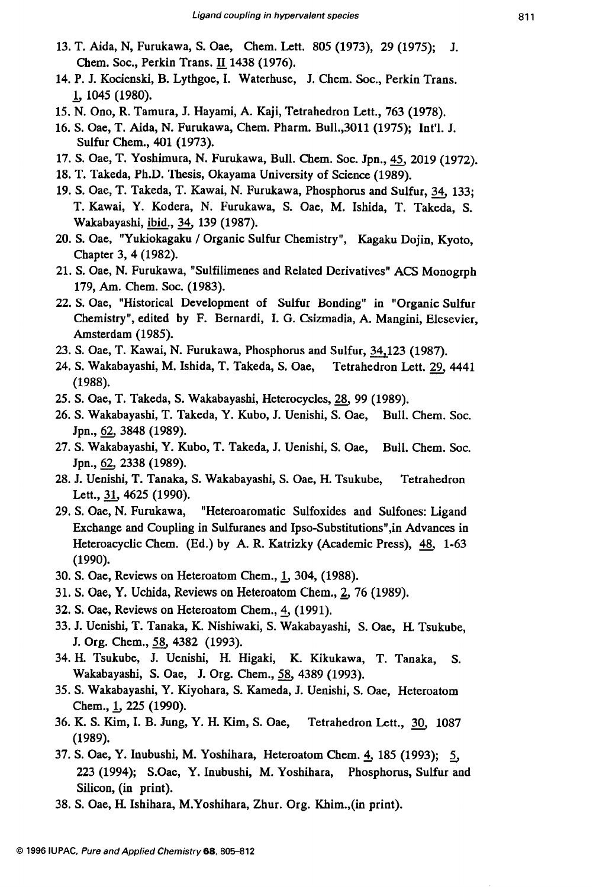13. T. Aida, N, Furukawa, S. Oae, Chem. Lett. 805 (1973), 29 (1975); J. Chem. Soc., Perkin Trans. II 1438 (1976).
14. P. J. Kocienski, B. Lythgoe, I. Waterhuse, J. Chem. Soc., Perkin Trans. 1, 1045 (1980).
15. N. Ono, R. Tamura, J. Hayami, A. Kaji, Tetrahedron Lett., 763 (1978).
16. S. Oae, T. Aida, N. Furukawa, Chem. Pharm. Bull.,3011 (1975); Int'l. J. Sulfur Chem., 401 (1973).
17. S. Oae, T. Yoshimura, N. Furukawa, Bull. Chem. Soc. Jpn., 45, 2019 (1972).
18. T. Takeda, Ph.D. Thesis, Okayama University of Science (1989).
19. S. Oae, T. Takeda, T. Kawai, N. Furukawa, Phosphorus and Sulfur, 34, 133; T. Kawai, Y. Kodera, N. Furukawa, S. Oae, M. Ishida, T. Takeda, S. Wakabayashi, ibid., 34, 139 (1987).
20. S. Oae, "Yukiokagaku / Organic Sulfur Chemistry", Kagaku Dojin, Kyoto, Chapter 3, 4 (1982).
21. S. Oae, N. Furukawa, "Sulfilimenes and Related Derivatives" ACS Monogrph 179, Am. Chem. Soc. (1983).
22. S. Oae, "Historical Development of Sulfur Bonding" in "Organic Sulfur Chemistry", edited by F. Bernardi, I. G. Csizmadia, A. Mangini, Elesevier, Amsterdam (1985).
23. S. Oae, T. Kawai, N. Furukawa, Phosphorus and Sulfur, 34,123 (1987).
24. S. Wakabayashi, M. Ishida, T. Takeda, S. Oae, Tetrahedron Lett. 29, 4441 (1988).
25. S. Oae, T. Takeda, S. Wakabayashi, Heterocycles, 28, 99 (1989).
26. S. Wakabayashi, T. Takeda, Y. Kubo, J. Uenishi, S. Oae, Bull. Chem. Soc. Jpn., 62, 3848 (1989).
27. S. Wakabayashi, Y. Kubo, T. Takeda, J. Uenishi, S. Oae, Bull. Chem. Soc. Jpn., 62, 2338 (1989).
28. J. Uenishi, T. Tanaka, S. Wakabayashi, S. Oae, H. Tsukube, Tetrahedron Lett., 31, 4625 (1990).
29. S. Oae, N. Furukawa, "Heteroaromatic Sulfoxides and Sulfones: Ligand Exchange and Coupling in Sulfuranes and Ipso-Substitutions",in Advances in Heteroacyclic Chem. (Ed.) by A. R. Katrizky (Academic Press), 48, 1-63 (1990).
30. S. Oae, Reviews on Heteroatom Chem., 1, 304, (1988).
31. S. Oae, Y. Uchida, Reviews on Heteroatom Chem., 2, 76 (1989).
32. S. Oae, Reviews on Heteroatom Chem., 4, (1991).
33. J. Uenishi, T. Tanaka, K. Nishiwaki, S. Wakabayashi, S. Oae, H. Tsukube, J. Org. Chem., 58, 4382 (1993).
34. H. Tsukube, J. Uenishi, H. Higaki, K. Kikukawa, T. Tanaka, S. Wakabayashi, S. Oae, J. Org. Chem., 58, 4389 (1993).
35. S. Wakabayashi, Y. Kiyohara, S. Kameda, J. Uenishi, S. Oae, Heteroatom Chem., 1, 225 (1990).
36. K. S. Kim, I. B. Jung, Y. H. Kim, S. Oae, Tetrahedron Lett., 30, 1087 (1989).
37. S. Oae, Y. Inubushi, M. Yoshihara, Heteroatom Chem. 4, 185 (1993); 5, 223 (1994); S.Oae, Y. Inubushi, M. Yoshihara, Phosphorus, Sulfur and Silicon, (in print).
38. S. Oae, H. Ishihara, M.Yoshihara, Zhur. Org. Khim.,(in print).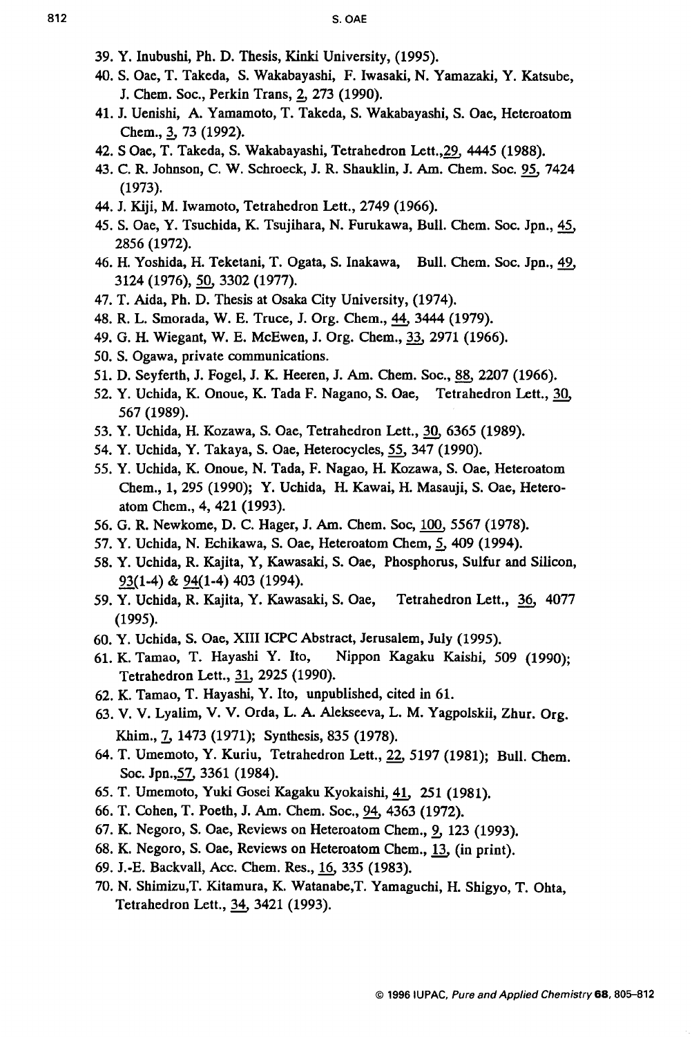39. Y. Inubushi, Ph. D. Thesis, Kinki University, (1995).
40. S. Oae, T. Takeda, S. Wakabayashi, F. Iwasaki, N. Yamazaki, Y. Katsube, J. Chem. Soc., Perkin Trans, 2, 273 (1990).
41. J. Uenishi, A. Yamamoto, T. Takeda, S. Wakabayashi, S. Oae, Heteroatom Chem., 3, 73 (1992).
42. S Oae, T. Takeda, S. Wakabayashi, Tetrahedron Lett.,29, 4445 (1988).
43. C. R. Johnson, C. W. Schroeck, J. R. Shauklin, J. Am. Chem. Soc. 95, 7424 (1973).
44. J. Kiji, M. Iwamoto, Tetrahedron Lett., 2749 (1966).
45. S. Oae, Y. Tsuchida, K. Tsujihara, N. Furukawa, Bull. Chem. Soc. Jpn., 45, 2856 (1972).
46. H. Yoshida, H. Teketani, T. Ogata, S. Inakawa, Bull. Chem. Soc. Jpn., 49, 3124 (1976), 50, 3302 (1977).
47. T. Aida, Ph. D. Thesis at Osaka City University, (1974).
48. R. L. Smorada, W. E. Truce, J. Org. Chem., 44, 3444 (1979).
49. G. H. Wiegant, W. E. McEwen, J. Org. Chem., 33, 2971 (1966).
50. S. Ogawa, private communications.
51. D. Seyferth, J. Fogel, J. K. Heeren, J. Am. Chem. Soc., 88, 2207 (1966).
52. Y. Uchida, K. Onoue, K. Tada F. Nagano, S. Oae, Tetrahedron Lett., 30, 567 (1989).
53. Y. Uchida, H. Kozawa, S. Oae, Tetrahedron Lett., 30, 6365 (1989).
54. Y. Uchida, Y. Takaya, S. Oae, Heterocycles, 55, 347 (1990).
55. Y. Uchida, K. Onoue, N. Tada, F. Nagao, H. Kozawa, S. Oae, Heteroatom Chem., 1, 295 (1990); Y. Uchida, H. Kawai, H. Masauji, S. Oae, Heteroatom Chem., 4, 421 (1993).
56. G. R. Newkome, D. C. Hager, J. Am. Chem. Soc, 100, 5567 (1978).
57. Y. Uchida, N. Echikawa, S. Oae, Heteroatom Chem, 5, 409 (1994).
58. Y. Uchida, R. Kajita, Y, Kawasaki, S. Oae, Phosphorus, Sulfur and Silicon, 93(1-4) & 94(1-4) 403 (1994).
59. Y. Uchida, R. Kajita, Y. Kawasaki, S. Oae, Tetrahedron Lett., 36, 4077 (1995).
60. Y. Uchida, S. Oae, XIII ICPC Abstract, Jerusalem, July (1995).
61. K. Tamao, T. Hayashi Y. Ito, Nippon Kagaku Kaishi, 509 (1990); Tetrahedron Lett., 31, 2925 (1990).
62. K. Tamao, T. Hayashi, Y. Ito, unpublished, cited in 61.
63. V. V. Lyalim, V. V. Orda, L. A. Alekseeva, L. M. Yagpolskii, Zhur. Org. Khim., 7, 1473 (1971); Synthesis, 835 (1978).
64. T. Umemoto, Y. Kuriu, Tetrahedron Lett., 22, 5197 (1981); Bull. Chem. Soc. Jpn.,57, 3361 (1984).
65. T. Umemoto, Yuki Gosei Kagaku Kyokaishi, 41, 251 (1981).
66. T. Cohen, T. Poeth, J. Am. Chem. Soc., 94, 4363 (1972).
67. K. Negoro, S. Oae, Reviews on Heteroatom Chem., 9, 123 (1993).
68. K. Negoro, S. Oae, Reviews on Heteroatom Chem., 13, (in print).
69. J.-E. Backvall, Acc. Chem. Res., 16, 335 (1983).
70. N. Shimizu,T. Kitamura, K. Watanabe,T. Yamaguchi, H. Shigyo, T. Ohta, Tetrahedron Lett., 34, 3421 (1993).